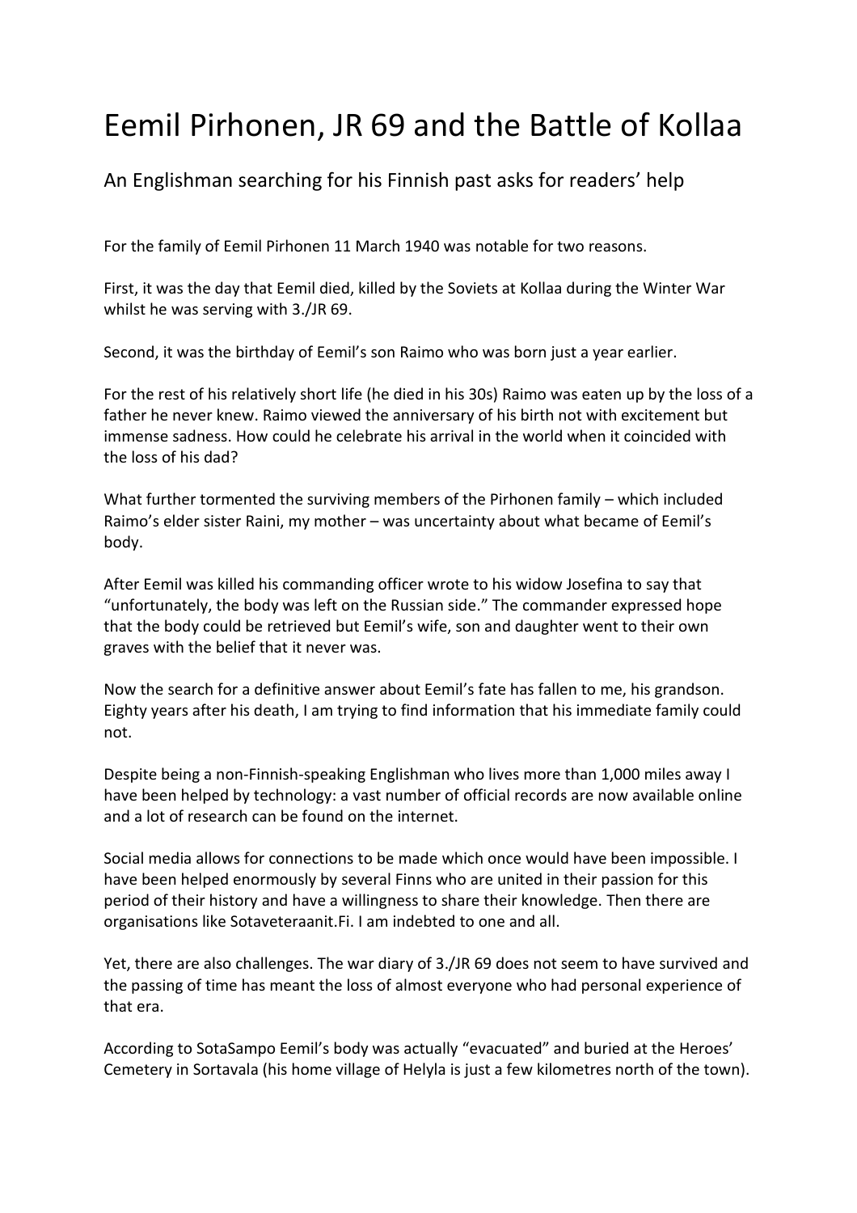# Eemil Pirhonen, JR 69 and the Battle of Kollaa

## An Englishman searching for his Finnish past asks for readers' help

For the family of Eemil Pirhonen 11 March 1940 was notable for two reasons.

First, it was the day that Eemil died, killed by the Soviets at Kollaa during the Winter War whilst he was serving with 3./JR 69.

Second, it was the birthday of Eemil's son Raimo who was born just a year earlier.

For the rest of his relatively short life (he died in his 30s) Raimo was eaten up by the loss of a father he never knew. Raimo viewed the anniversary of his birth not with excitement but immense sadness. How could he celebrate his arrival in the world when it coincided with the loss of his dad?

What further tormented the surviving members of the Pirhonen family – which included Raimo's elder sister Raini, my mother – was uncertainty about what became of Eemil's body.

After Eemil was killed his commanding officer wrote to his widow Josefina to say that "unfortunately, the body was left on the Russian side." The commander expressed hope that the body could be retrieved but Eemil's wife, son and daughter went to their own graves with the belief that it never was.

Now the search for a definitive answer about Eemil's fate has fallen to me, his grandson. Eighty years after his death, I am trying to find information that his immediate family could not.

Despite being a non-Finnish-speaking Englishman who lives more than 1,000 miles away I have been helped by technology: a vast number of official records are now available online and a lot of research can be found on the internet.

Social media allows for connections to be made which once would have been impossible. I have been helped enormously by several Finns who are united in their passion for this period of their history and have a willingness to share their knowledge. Then there are organisations like Sotaveteraanit.Fi. I am indebted to one and all.

Yet, there are also challenges. The war diary of 3./JR 69 does not seem to have survived and the passing of time has meant the loss of almost everyone who had personal experience of that era.

According to SotaSampo Eemil's body was actually "evacuated" and buried at the Heroes' Cemetery in Sortavala (his home village of Helyla is just a few kilometres north of the town).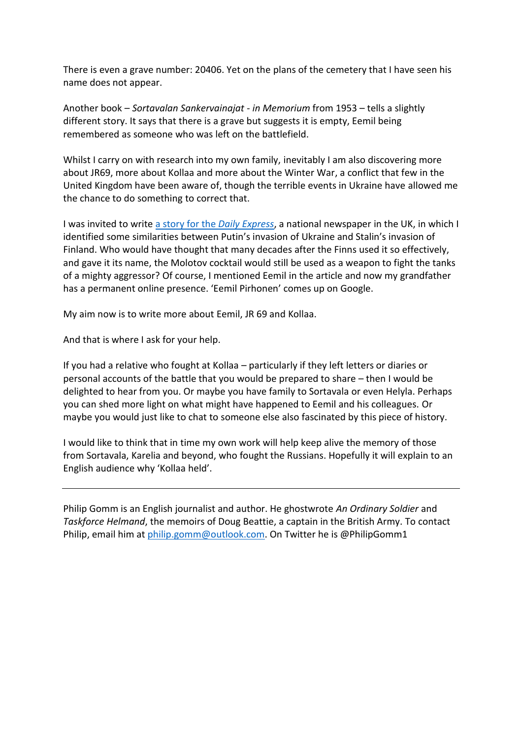There is even a grave number: 20406. Yet on the plans of the cemetery that I have seen his name does not appear.

Another book – *Sortavalan Sankervainajat - in Memorium* from 1953 – tells a slightly different story. It says that there is a grave but suggests it is empty, Eemil being remembered as someone who was left on the battlefield.

Whilst I carry on with research into my own family, inevitably I am also discovering more about JR69, more about Kollaa and more about the Winter War, a conflict that few in the United Kingdom have been aware of, though the terrible events in Ukraine have allowed me the chance to do something to correct that.

I was invited to write a story for the *Daily Express*, a national newspaper in the UK, in which I identified some similarities between Putin's invasion of Ukraine and Stalin's invasion of Finland. Who would have thought that many decades after the Finns used it so effectively, and gave it its name, the Molotov cocktail would still be used as a weapon to fight the tanks of a mighty aggressor? Of course, I mentioned Eemil in the article and now my grandfather has a permanent online presence. 'Eemil Pirhonen' comes up on Google.

My aim now is to write more about Eemil, JR 69 and Kollaa.

And that is where I ask for your help.

If you had a relative who fought at Kollaa – particularly if they left letters or diaries or personal accounts of the battle that you would be prepared to share – then I would be delighted to hear from you. Or maybe you have family to Sortavala or even Helyla. Perhaps you can shed more light on what might have happened to Eemil and his colleagues. Or maybe you would just like to chat to someone else also fascinated by this piece of history.

I would like to think that in time my own work will help keep alive the memory of those from Sortavala, Karelia and beyond, who fought the Russians. Hopefully it will explain to an English audience why 'Kollaa held'.

---

Philip Gomm is an English journalist and author. He ghostwrote *An Ordinary Soldier* and *Taskforce Helmand*, the memoirs of Doug Beattie, a captain in the British Army. To contact Philip, email him at philip.gomm@outlook.com. On Twitter he is @PhilipGomm1